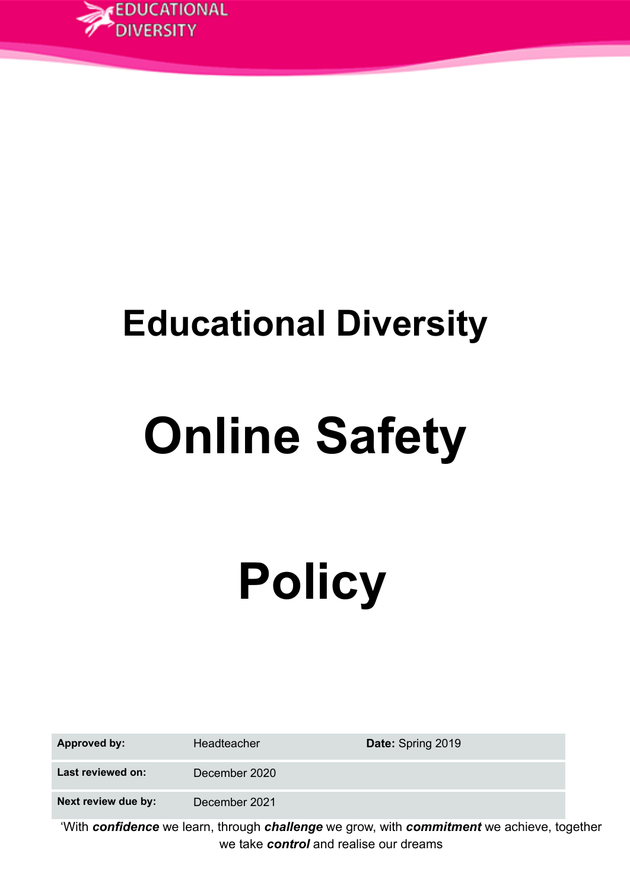# Educational Diversity

# Online Safety

# Policy

| Approved by: | Headteacher | Date: Spring 2019 |
|---|---|---|
| Last reviewed on: | December 2020 | |
| Next review due by: | December 2021 | |

‘With ***confidence*** we learn, through ***challenge*** we grow, with ***commitment*** we achieve, together we take ***control*** and realise our dreams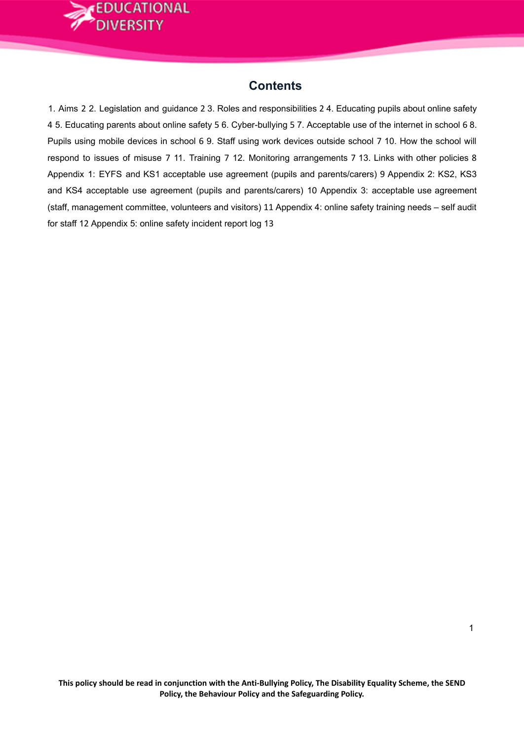## Contents

1. Aims 2
2. Legislation and guidance 2
3. Roles and responsibilities 2
4. Educating pupils about online safety 4
5. Educating parents about online safety 5
6. Cyber-bullying 5
7. Acceptable use of the internet in school 6
8. Pupils using mobile devices in school 6
9. Staff using work devices outside school 7
10. How the school will respond to issues of misuse 7
11. Training 7
12. Monitoring arrangements 7
13. Links with other policies 8

Appendix 1: EYFS and KS1 acceptable use agreement (pupils and parents/carers) 9

Appendix 2: KS2, KS3 and KS4 acceptable use agreement (pupils and parents/carers) 10

Appendix 3: acceptable use agreement (staff, management committee, volunteers and visitors) 11

Appendix 4: online safety training needs – self audit for staff 12

Appendix 5: online safety incident report log 13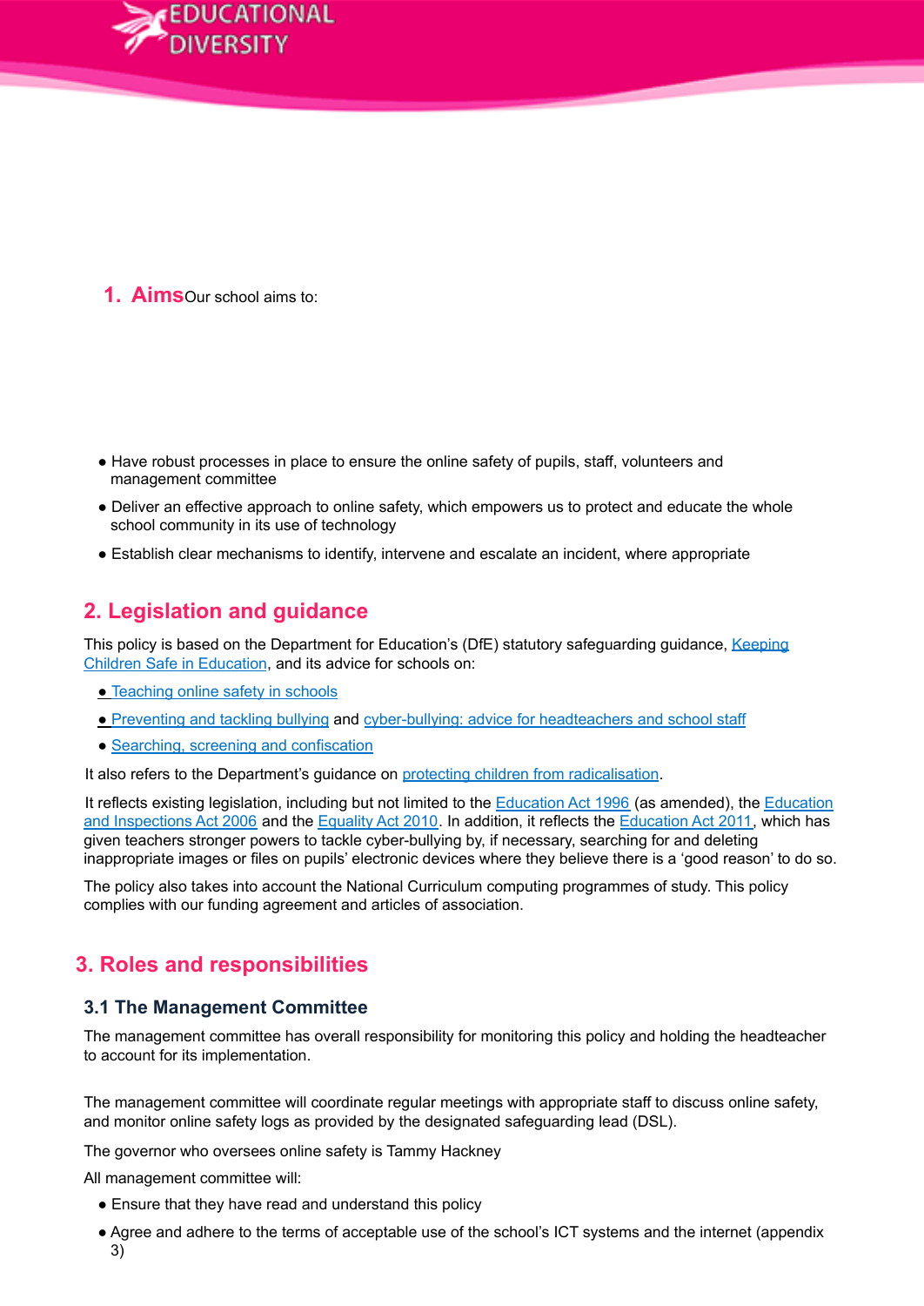## 1. Aims

Our school aims to:

- Have robust processes in place to ensure the online safety of pupils, staff, volunteers and management committee
- Deliver an effective approach to online safety, which empowers us to protect and educate the whole school community in its use of technology
- Establish clear mechanisms to identify, intervene and escalate an incident, where appropriate

## 2. Legislation and guidance

This policy is based on the Department for Education's (DfE) statutory safeguarding guidance, Keeping Children Safe in Education, and its advice for schools on:

- Teaching online safety in schools
- Preventing and tackling bullying and cyber-bullying: advice for headteachers and school staff
- Searching, screening and confiscation

It also refers to the Department's guidance on protecting children from radicalisation.

It reflects existing legislation, including but not limited to the Education Act 1996 (as amended), the Education and Inspections Act 2006 and the Equality Act 2010. In addition, it reflects the Education Act 2011, which has given teachers stronger powers to tackle cyber-bullying by, if necessary, searching for and deleting inappropriate images or files on pupils' electronic devices where they believe there is a 'good reason' to do so.

The policy also takes into account the National Curriculum computing programmes of study. This policy complies with our funding agreement and articles of association.

## 3. Roles and responsibilities

### 3.1 The Management Committee

The management committee has overall responsibility for monitoring this policy and holding the headteacher to account for its implementation.

The management committee will coordinate regular meetings with appropriate staff to discuss online safety, and monitor online safety logs as provided by the designated safeguarding lead (DSL).

The governor who oversees online safety is Tammy Hackney

All management committee will:

- Ensure that they have read and understand this policy
- Agree and adhere to the terms of acceptable use of the school's ICT systems and the internet (appendix 3)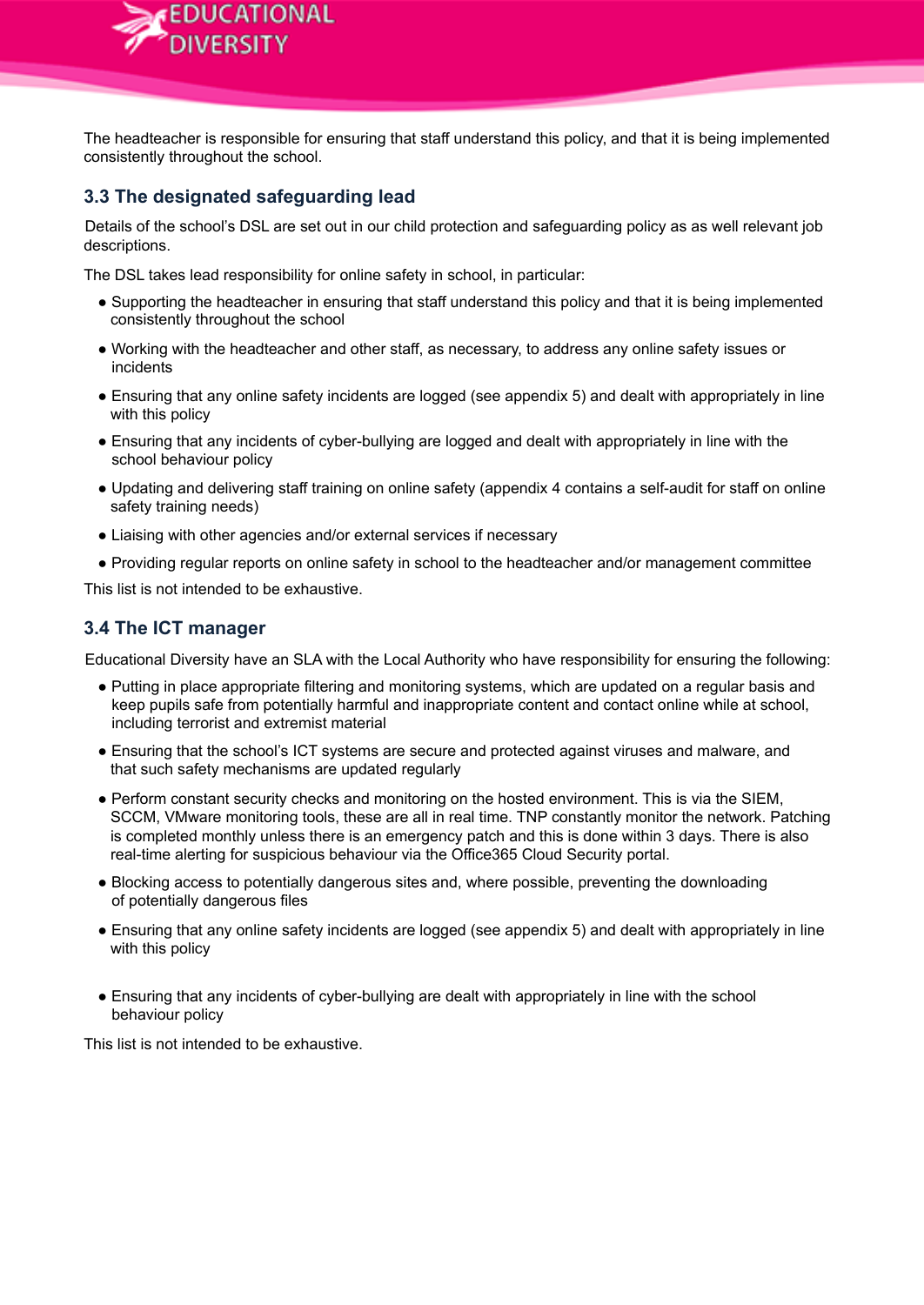The headteacher is responsible for ensuring that staff understand this policy, and that it is being implemented consistently throughout the school.

### 3.3 The designated safeguarding lead

Details of the school's DSL are set out in our child protection and safeguarding policy as as well relevant job descriptions.

The DSL takes lead responsibility for online safety in school, in particular:

- Supporting the headteacher in ensuring that staff understand this policy and that it is being implemented consistently throughout the school
- Working with the headteacher and other staff, as necessary, to address any online safety issues or incidents
- Ensuring that any online safety incidents are logged (see appendix 5) and dealt with appropriately in line with this policy
- Ensuring that any incidents of cyber-bullying are logged and dealt with appropriately in line with the school behaviour policy
- Updating and delivering staff training on online safety (appendix 4 contains a self-audit for staff on online safety training needs)
- Liaising with other agencies and/or external services if necessary
- Providing regular reports on online safety in school to the headteacher and/or management committee

This list is not intended to be exhaustive.

### 3.4 The ICT manager

Educational Diversity have an SLA with the Local Authority who have responsibility for ensuring the following:

- Putting in place appropriate filtering and monitoring systems, which are updated on a regular basis and keep pupils safe from potentially harmful and inappropriate content and contact online while at school, including terrorist and extremist material
- Ensuring that the school's ICT systems are secure and protected against viruses and malware, and that such safety mechanisms are updated regularly
- Perform constant security checks and monitoring on the hosted environment. This is via the SIEM, SCCM, VMware monitoring tools, these are all in real time. TNP constantly monitor the network. Patching is completed monthly unless there is an emergency patch and this is done within 3 days. There is also real-time alerting for suspicious behaviour via the Office365 Cloud Security portal.
- Blocking access to potentially dangerous sites and, where possible, preventing the downloading of potentially dangerous files
- Ensuring that any online safety incidents are logged (see appendix 5) and dealt with appropriately in line with this policy
- Ensuring that any incidents of cyber-bullying are dealt with appropriately in line with the school behaviour policy

This list is not intended to be exhaustive.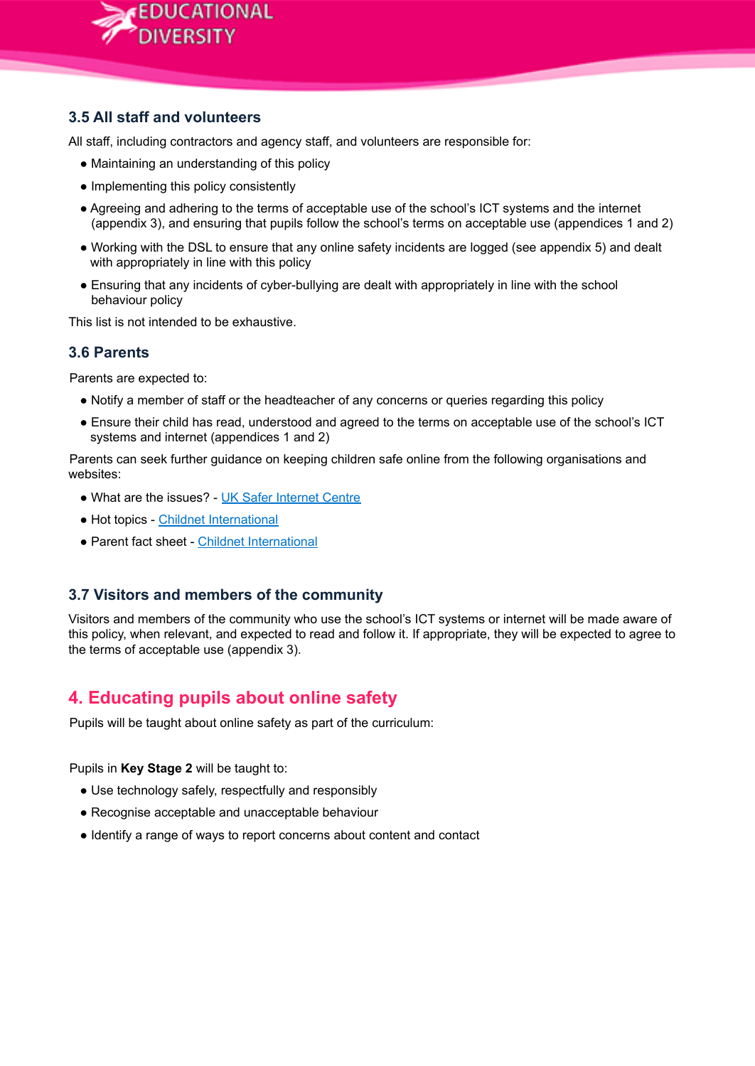### 3.5 All staff and volunteers

All staff, including contractors and agency staff, and volunteers are responsible for:

- Maintaining an understanding of this policy
- Implementing this policy consistently
- Agreeing and adhering to the terms of acceptable use of the school's ICT systems and the internet (appendix 3), and ensuring that pupils follow the school's terms on acceptable use (appendices 1 and 2)
- Working with the DSL to ensure that any online safety incidents are logged (see appendix 5) and dealt with appropriately in line with this policy
- Ensuring that any incidents of cyber-bullying are dealt with appropriately in line with the school behaviour policy

This list is not intended to be exhaustive.

### 3.6 Parents

Parents are expected to:

- Notify a member of staff or the headteacher of any concerns or queries regarding this policy
- Ensure their child has read, understood and agreed to the terms on acceptable use of the school's ICT systems and internet (appendices 1 and 2)

Parents can seek further guidance on keeping children safe online from the following organisations and websites:

- What are the issues? - UK Safer Internet Centre
- Hot topics - Childnet International
- Parent fact sheet - Childnet International

### 3.7 Visitors and members of the community

Visitors and members of the community who use the school's ICT systems or internet will be made aware of this policy, when relevant, and expected to read and follow it. If appropriate, they will be expected to agree to the terms of acceptable use (appendix 3).

## 4. Educating pupils about online safety

Pupils will be taught about online safety as part of the curriculum:

Pupils in **Key Stage 2** will be taught to:

- Use technology safely, respectfully and responsibly
- Recognise acceptable and unacceptable behaviour
- Identify a range of ways to report concerns about content and contact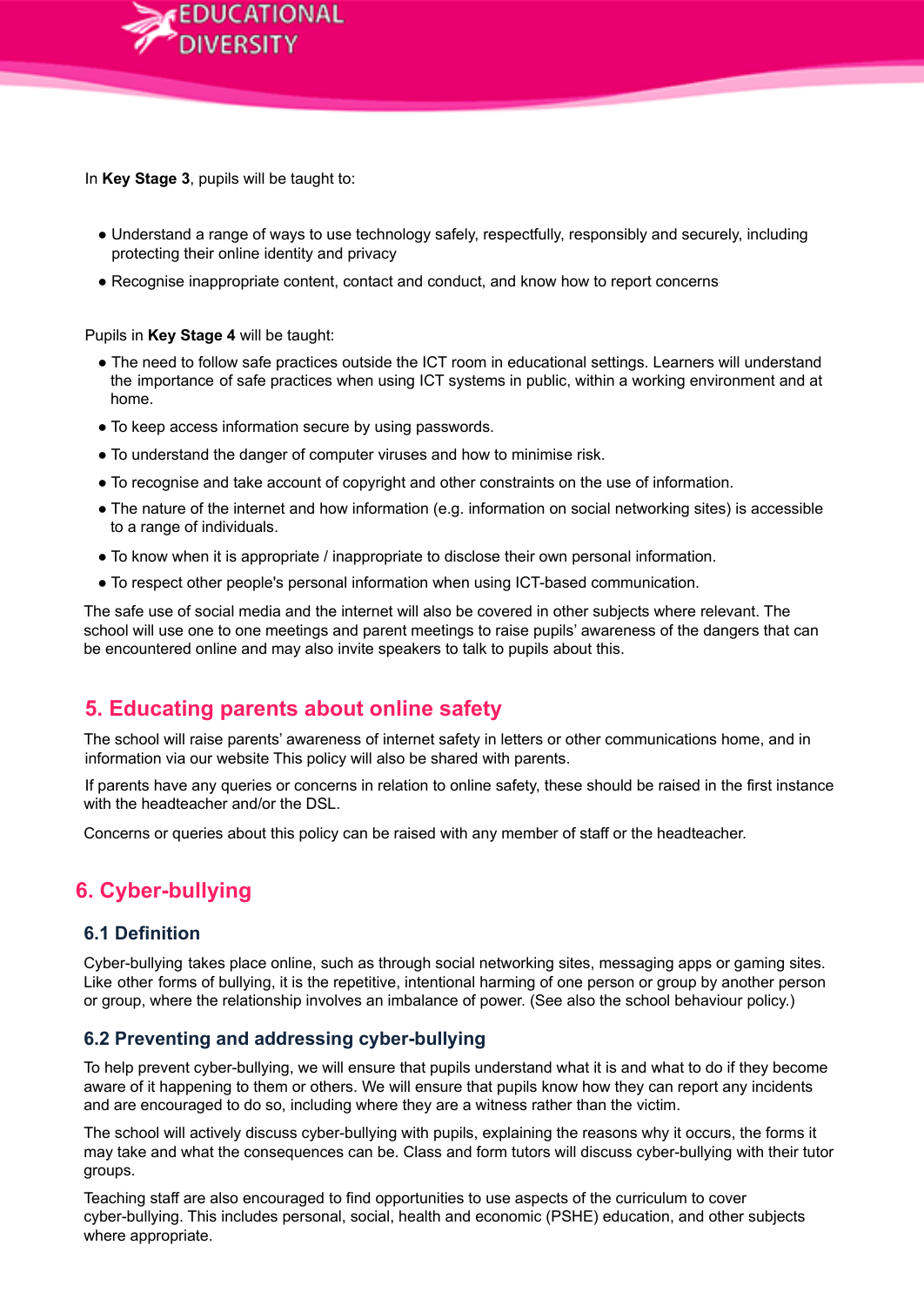In **Key Stage 3**, pupils will be taught to:

- Understand a range of ways to use technology safely, respectfully, responsibly and securely, including protecting their online identity and privacy
- Recognise inappropriate content, contact and conduct, and know how to report concerns

Pupils in **Key Stage 4** will be taught:

- The need to follow safe practices outside the ICT room in educational settings. Learners will understand the importance of safe practices when using ICT systems in public, within a working environment and at home.
- To keep access information secure by using passwords.
- To understand the danger of computer viruses and how to minimise risk.
- To recognise and take account of copyright and other constraints on the use of information.
- The nature of the internet and how information (e.g. information on social networking sites) is accessible to a range of individuals.
- To know when it is appropriate / inappropriate to disclose their own personal information.
- To respect other people's personal information when using ICT-based communication.

The safe use of social media and the internet will also be covered in other subjects where relevant. The school will use one to one meetings and parent meetings to raise pupils' awareness of the dangers that can be encountered online and may also invite speakers to talk to pupils about this.

## 5. Educating parents about online safety

The school will raise parents' awareness of internet safety in letters or other communications home, and in information via our website This policy will also be shared with parents.

If parents have any queries or concerns in relation to online safety, these should be raised in the first instance with the headteacher and/or the DSL.

Concerns or queries about this policy can be raised with any member of staff or the headteacher.

## 6. Cyber-bullying

### 6.1 Definition

Cyber-bullying takes place online, such as through social networking sites, messaging apps or gaming sites. Like other forms of bullying, it is the repetitive, intentional harming of one person or group by another person or group, where the relationship involves an imbalance of power. (See also the school behaviour policy.)

### 6.2 Preventing and addressing cyber-bullying

To help prevent cyber-bullying, we will ensure that pupils understand what it is and what to do if they become aware of it happening to them or others. We will ensure that pupils know how they can report any incidents and are encouraged to do so, including where they are a witness rather than the victim.

The school will actively discuss cyber-bullying with pupils, explaining the reasons why it occurs, the forms it may take and what the consequences can be. Class and form tutors will discuss cyber-bullying with their tutor groups.

Teaching staff are also encouraged to find opportunities to use aspects of the curriculum to cover cyber-bullying. This includes personal, social, health and economic (PSHE) education, and other subjects where appropriate.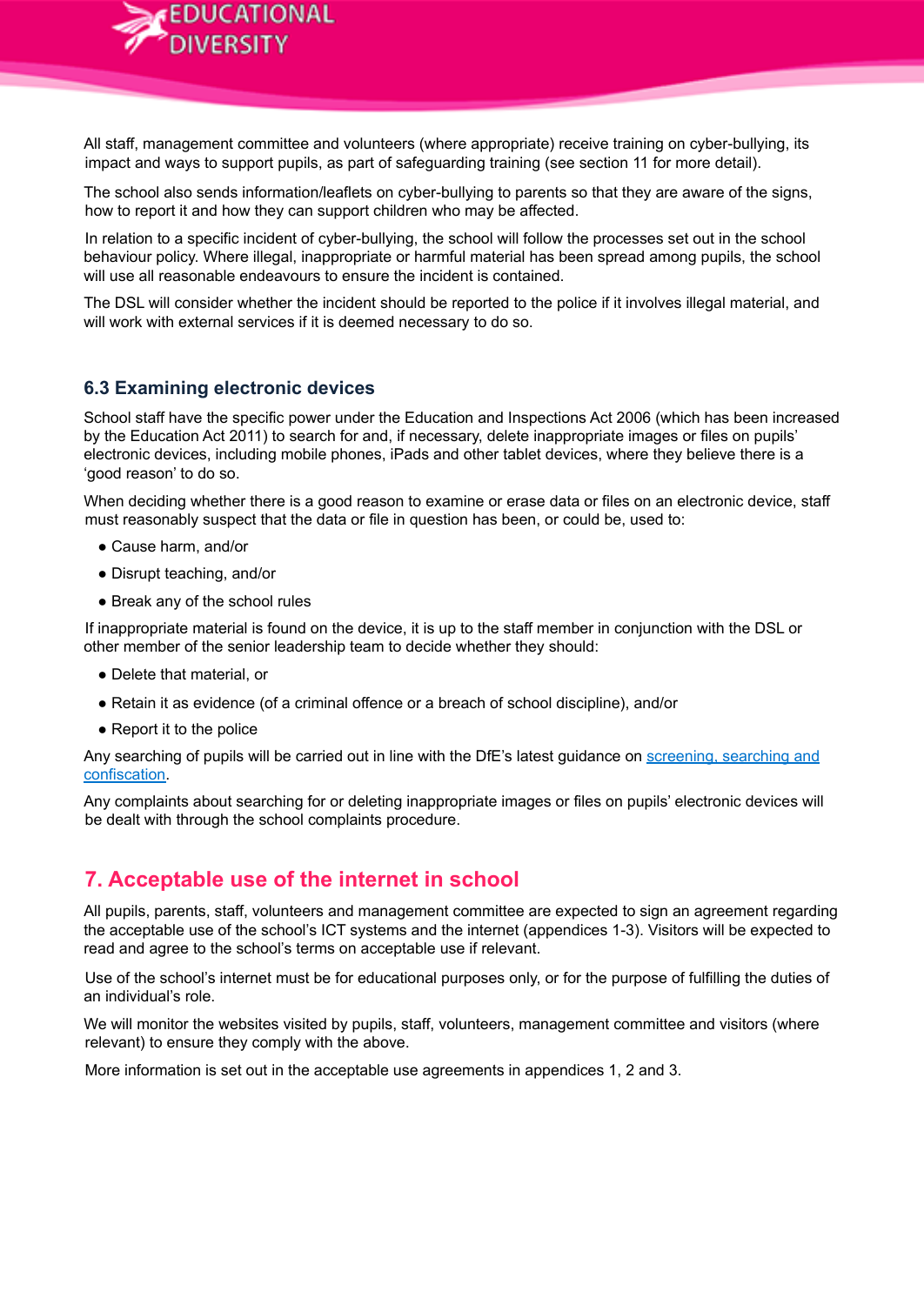All staff, management committee and volunteers (where appropriate) receive training on cyber-bullying, its impact and ways to support pupils, as part of safeguarding training (see section 11 for more detail).

The school also sends information/leaflets on cyber-bullying to parents so that they are aware of the signs, how to report it and how they can support children who may be affected.

In relation to a specific incident of cyber-bullying, the school will follow the processes set out in the school behaviour policy. Where illegal, inappropriate or harmful material has been spread among pupils, the school will use all reasonable endeavours to ensure the incident is contained.

The DSL will consider whether the incident should be reported to the police if it involves illegal material, and will work with external services if it is deemed necessary to do so.

### 6.3 Examining electronic devices

School staff have the specific power under the Education and Inspections Act 2006 (which has been increased by the Education Act 2011) to search for and, if necessary, delete inappropriate images or files on pupils' electronic devices, including mobile phones, iPads and other tablet devices, where they believe there is a 'good reason' to do so.

When deciding whether there is a good reason to examine or erase data or files on an electronic device, staff must reasonably suspect that the data or file in question has been, or could be, used to:

- Cause harm, and/or
- Disrupt teaching, and/or
- Break any of the school rules

If inappropriate material is found on the device, it is up to the staff member in conjunction with the DSL or other member of the senior leadership team to decide whether they should:

- Delete that material, or
- Retain it as evidence (of a criminal offence or a breach of school discipline), and/or
- Report it to the police

Any searching of pupils will be carried out in line with the DfE's latest guidance on [screening, searching and confiscation](screening, searching and confiscation).

Any complaints about searching for or deleting inappropriate images or files on pupils' electronic devices will be dealt with through the school complaints procedure.

## 7. Acceptable use of the internet in school

All pupils, parents, staff, volunteers and management committee are expected to sign an agreement regarding the acceptable use of the school's ICT systems and the internet (appendices 1-3). Visitors will be expected to read and agree to the school's terms on acceptable use if relevant.

Use of the school's internet must be for educational purposes only, or for the purpose of fulfilling the duties of an individual's role.

We will monitor the websites visited by pupils, staff, volunteers, management committee and visitors (where relevant) to ensure they comply with the above.

More information is set out in the acceptable use agreements in appendices 1, 2 and 3.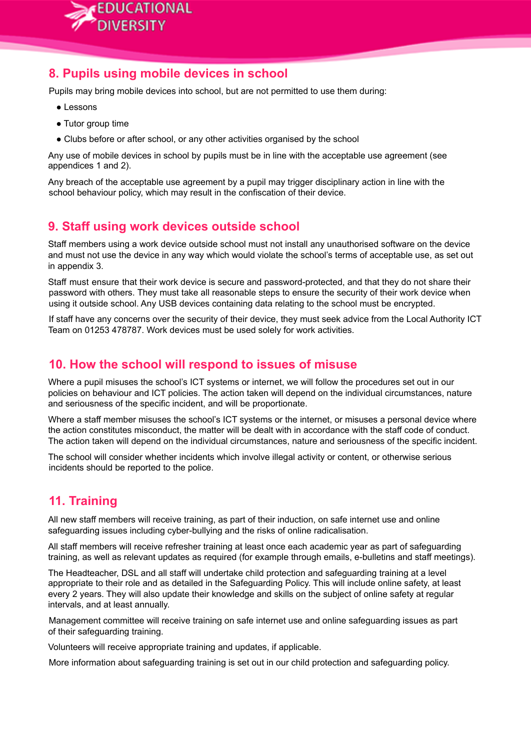## 8. Pupils using mobile devices in school

Pupils may bring mobile devices into school, but are not permitted to use them during:

- Lessons
- Tutor group time
- Clubs before or after school, or any other activities organised by the school

Any use of mobile devices in school by pupils must be in line with the acceptable use agreement (see appendices 1 and 2).

Any breach of the acceptable use agreement by a pupil may trigger disciplinary action in line with the school behaviour policy, which may result in the confiscation of their device.

## 9. Staff using work devices outside school

Staff members using a work device outside school must not install any unauthorised software on the device and must not use the device in any way which would violate the school's terms of acceptable use, as set out in appendix 3.

Staff must ensure that their work device is secure and password-protected, and that they do not share their password with others. They must take all reasonable steps to ensure the security of their work device when using it outside school. Any USB devices containing data relating to the school must be encrypted.

If staff have any concerns over the security of their device, they must seek advice from the Local Authority ICT Team on 01253 478787. Work devices must be used solely for work activities.

## 10. How the school will respond to issues of misuse

Where a pupil misuses the school's ICT systems or internet, we will follow the procedures set out in our policies on behaviour and ICT policies. The action taken will depend on the individual circumstances, nature and seriousness of the specific incident, and will be proportionate.

Where a staff member misuses the school's ICT systems or the internet, or misuses a personal device where the action constitutes misconduct, the matter will be dealt with in accordance with the staff code of conduct. The action taken will depend on the individual circumstances, nature and seriousness of the specific incident.

The school will consider whether incidents which involve illegal activity or content, or otherwise serious incidents should be reported to the police.

## 11. Training

All new staff members will receive training, as part of their induction, on safe internet use and online safeguarding issues including cyber-bullying and the risks of online radicalisation.

All staff members will receive refresher training at least once each academic year as part of safeguarding training, as well as relevant updates as required (for example through emails, e-bulletins and staff meetings).

The Headteacher, DSL and all staff will undertake child protection and safeguarding training at a level appropriate to their role and as detailed in the Safeguarding Policy. This will include online safety, at least every 2 years. They will also update their knowledge and skills on the subject of online safety at regular intervals, and at least annually.

Management committee will receive training on safe internet use and online safeguarding issues as part of their safeguarding training.

Volunteers will receive appropriate training and updates, if applicable.

More information about safeguarding training is set out in our child protection and safeguarding policy.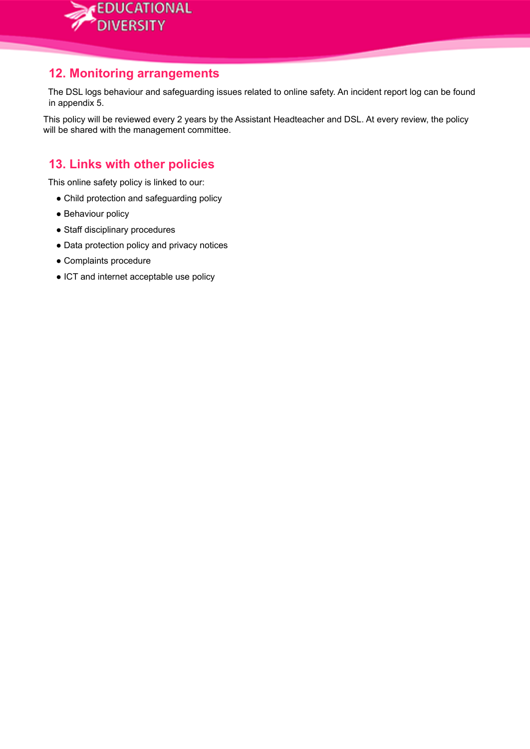## 12. Monitoring arrangements

The DSL logs behaviour and safeguarding issues related to online safety. An incident report log can be found in appendix 5.

This policy will be reviewed every 2 years by the Assistant Headteacher and DSL. At every review, the policy will be shared with the management committee.

## 13. Links with other policies

This online safety policy is linked to our:

- Child protection and safeguarding policy
- Behaviour policy
- Staff disciplinary procedures
- Data protection policy and privacy notices
- Complaints procedure
- ICT and internet acceptable use policy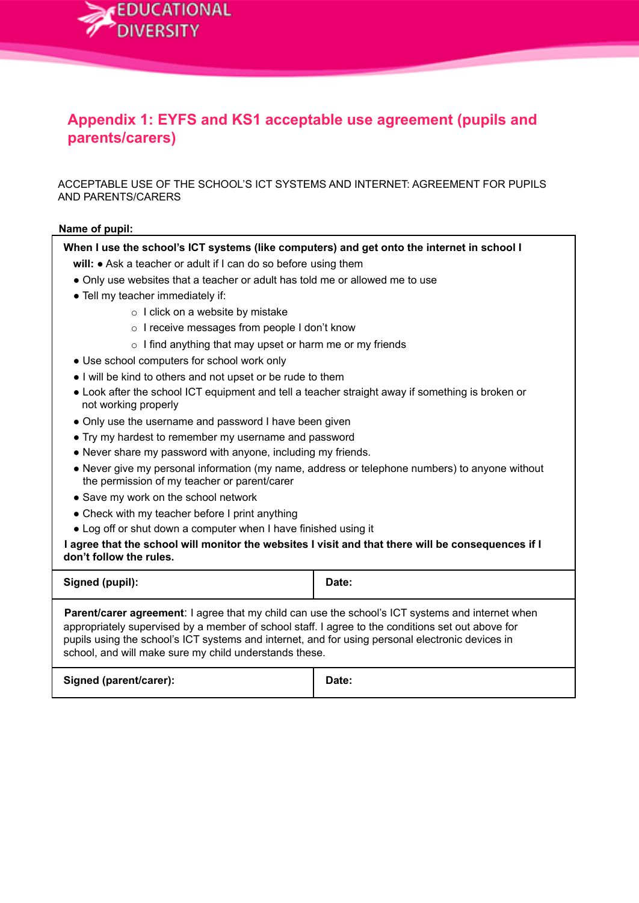## Appendix 1: EYFS and KS1 acceptable use agreement (pupils and parents/carers)

ACCEPTABLE USE OF THE SCHOOL'S ICT SYSTEMS AND INTERNET: AGREEMENT FOR PUPILS AND PARENTS/CARERS

**Name of pupil:**

**When I use the school's ICT systems (like computers) and get onto the internet in school I will:**

- Ask a teacher or adult if I can do so before using them
- Only use websites that a teacher or adult has told me or allowed me to use
- Tell my teacher immediately if:
  - I click on a website by mistake
  - I receive messages from people I don't know
  - I find anything that may upset or harm me or my friends
- Use school computers for school work only
- I will be kind to others and not upset or be rude to them
- Look after the school ICT equipment and tell a teacher straight away if something is broken or not working properly
- Only use the username and password I have been given
- Try my hardest to remember my username and password
- Never share my password with anyone, including my friends.
- Never give my personal information (my name, address or telephone numbers) to anyone without the permission of my teacher or parent/carer
- Save my work on the school network
- Check with my teacher before I print anything
- Log off or shut down a computer when I have finished using it

**I agree that the school will monitor the websites I visit and that there will be consequences if I don't follow the rules.**

| **Signed (pupil):** | **Date:** |
|---|---|

**Parent/carer agreement**: I agree that my child can use the school's ICT systems and internet when appropriately supervised by a member of school staff. I agree to the conditions set out above for pupils using the school's ICT systems and internet, and for using personal electronic devices in school, and will make sure my child understands these.

| **Signed (parent/carer):** | **Date:** |
|---|---|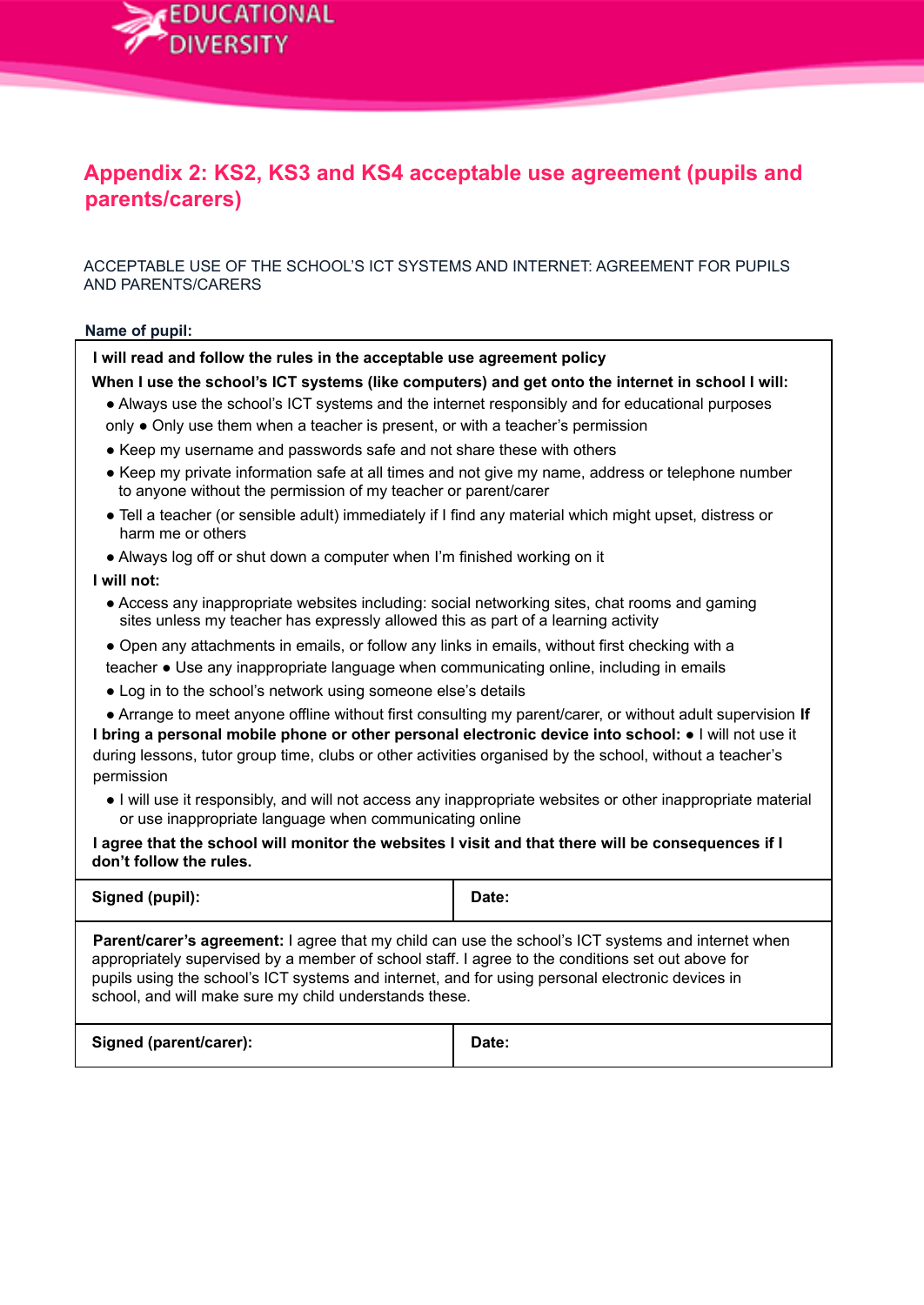## Appendix 2: KS2, KS3 and KS4 acceptable use agreement (pupils and parents/carers)

ACCEPTABLE USE OF THE SCHOOL'S ICT SYSTEMS AND INTERNET: AGREEMENT FOR PUPILS AND PARENTS/CARERS

**Name of pupil:**

**I will read and follow the rules in the acceptable use agreement policy**

**When I use the school's ICT systems (like computers) and get onto the internet in school I will:**

- Always use the school's ICT systems and the internet responsibly and for educational purposes only
- Only use them when a teacher is present, or with a teacher's permission
- Keep my username and passwords safe and not share these with others
- Keep my private information safe at all times and not give my name, address or telephone number to anyone without the permission of my teacher or parent/carer
- Tell a teacher (or sensible adult) immediately if I find any material which might upset, distress or harm me or others
- Always log off or shut down a computer when I'm finished working on it

**I will not:**

- Access any inappropriate websites including: social networking sites, chat rooms and gaming sites unless my teacher has expressly allowed this as part of a learning activity
- Open any attachments in emails, or follow any links in emails, without first checking with a teacher
- Use any inappropriate language when communicating online, including in emails
- Log in to the school's network using someone else's details
- Arrange to meet anyone offline without first consulting my parent/carer, or without adult supervision

**If I bring a personal mobile phone or other personal electronic device into school:**

- I will not use it during lessons, tutor group time, clubs or other activities organised by the school, without a teacher's permission
- I will use it responsibly, and will not access any inappropriate websites or other inappropriate material or use inappropriate language when communicating online

**I agree that the school will monitor the websites I visit and that there will be consequences if I don't follow the rules.**

| **Signed (pupil):** | **Date:** |
|---|---|

**Parent/carer's agreement:** I agree that my child can use the school's ICT systems and internet when appropriately supervised by a member of school staff. I agree to the conditions set out above for pupils using the school's ICT systems and internet, and for using personal electronic devices in school, and will make sure my child understands these.

| **Signed (parent/carer):** | **Date:** |
|---|---|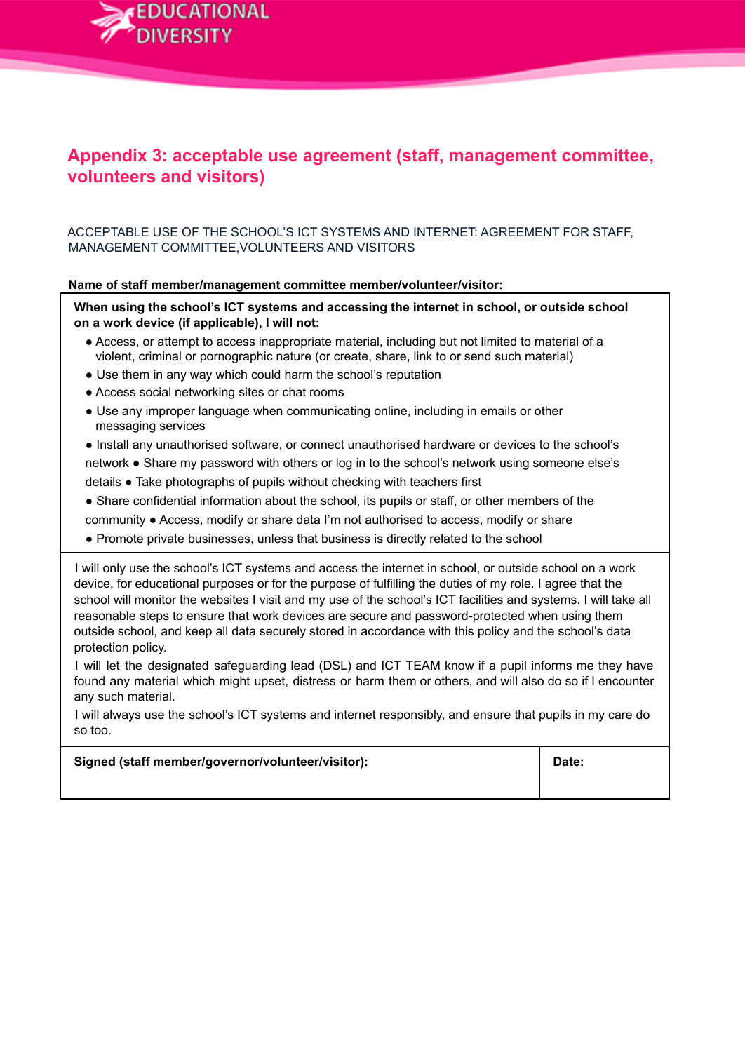## Appendix 3: acceptable use agreement (staff, management committee, volunteers and visitors)

ACCEPTABLE USE OF THE SCHOOL'S ICT SYSTEMS AND INTERNET: AGREEMENT FOR STAFF, MANAGEMENT COMMITTEE, VOLUNTEERS AND VISITORS

**Name of staff member/management committee member/volunteer/visitor:**

**When using the school's ICT systems and accessing the internet in school, or outside school on a work device (if applicable), I will not:**

- Access, or attempt to access inappropriate material, including but not limited to material of a violent, criminal or pornographic nature (or create, share, link to or send such material)
- Use them in any way which could harm the school's reputation
- Access social networking sites or chat rooms
- Use any improper language when communicating online, including in emails or other messaging services
- Install any unauthorised software, or connect unauthorised hardware or devices to the school's network
- Share my password with others or log in to the school's network using someone else's details
- Take photographs of pupils without checking with teachers first
- Share confidential information about the school, its pupils or staff, or other members of the community
- Access, modify or share data I'm not authorised to access, modify or share
- Promote private businesses, unless that business is directly related to the school

I will only use the school's ICT systems and access the internet in school, or outside school on a work device, for educational purposes or for the purpose of fulfilling the duties of my role. I agree that the school will monitor the websites I visit and my use of the school's ICT facilities and systems. I will take all reasonable steps to ensure that work devices are secure and password-protected when using them outside school, and keep all data securely stored in accordance with this policy and the school's data protection policy.

I will let the designated safeguarding lead (DSL) and ICT TEAM know if a pupil informs me they have found any material which might upset, distress or harm them or others, and will also do so if I encounter any such material.

I will always use the school's ICT systems and internet responsibly, and ensure that pupils in my care do so too.

| **Signed (staff member/governor/volunteer/visitor):** | **Date:** |
|---|---|
| | |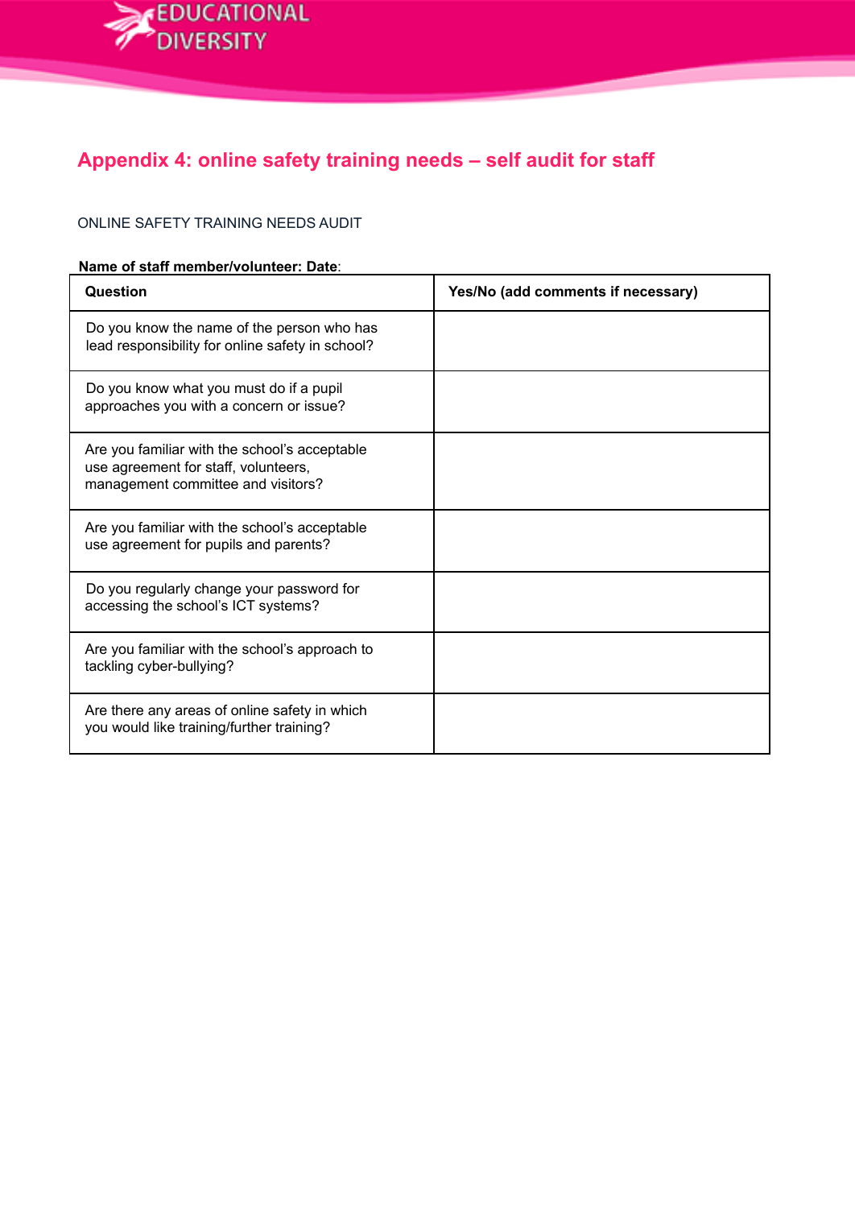## Appendix 4: online safety training needs – self audit for staff

ONLINE SAFETY TRAINING NEEDS AUDIT

**Name of staff member/volunteer: Date**:

| **Question** | **Yes/No (add comments if necessary)** |
|---|---|
| Do you know the name of the person who has lead responsibility for online safety in school? | |
| Do you know what you must do if a pupil approaches you with a concern or issue? | |
| Are you familiar with the school's acceptable use agreement for staff, volunteers, management committee and visitors? | |
| Are you familiar with the school's acceptable use agreement for pupils and parents? | |
| Do you regularly change your password for accessing the school's ICT systems? | |
| Are you familiar with the school's approach to tackling cyber-bullying? | |
| Are there any areas of online safety in which you would like training/further training? | |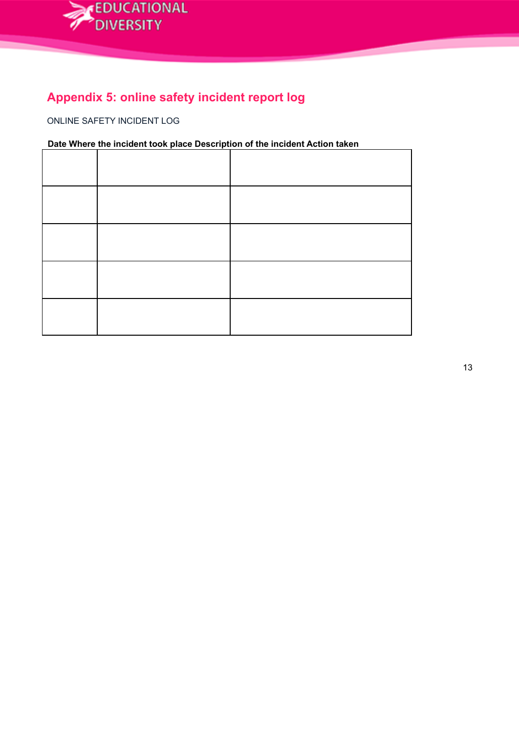## Appendix 5: online safety incident report log

ONLINE SAFETY INCIDENT LOG

**Date Where the incident took place Description of the incident Action taken**

| | | |
|---|---|---|
| | | |
| | | |
| | | |
| | | |
| | | |